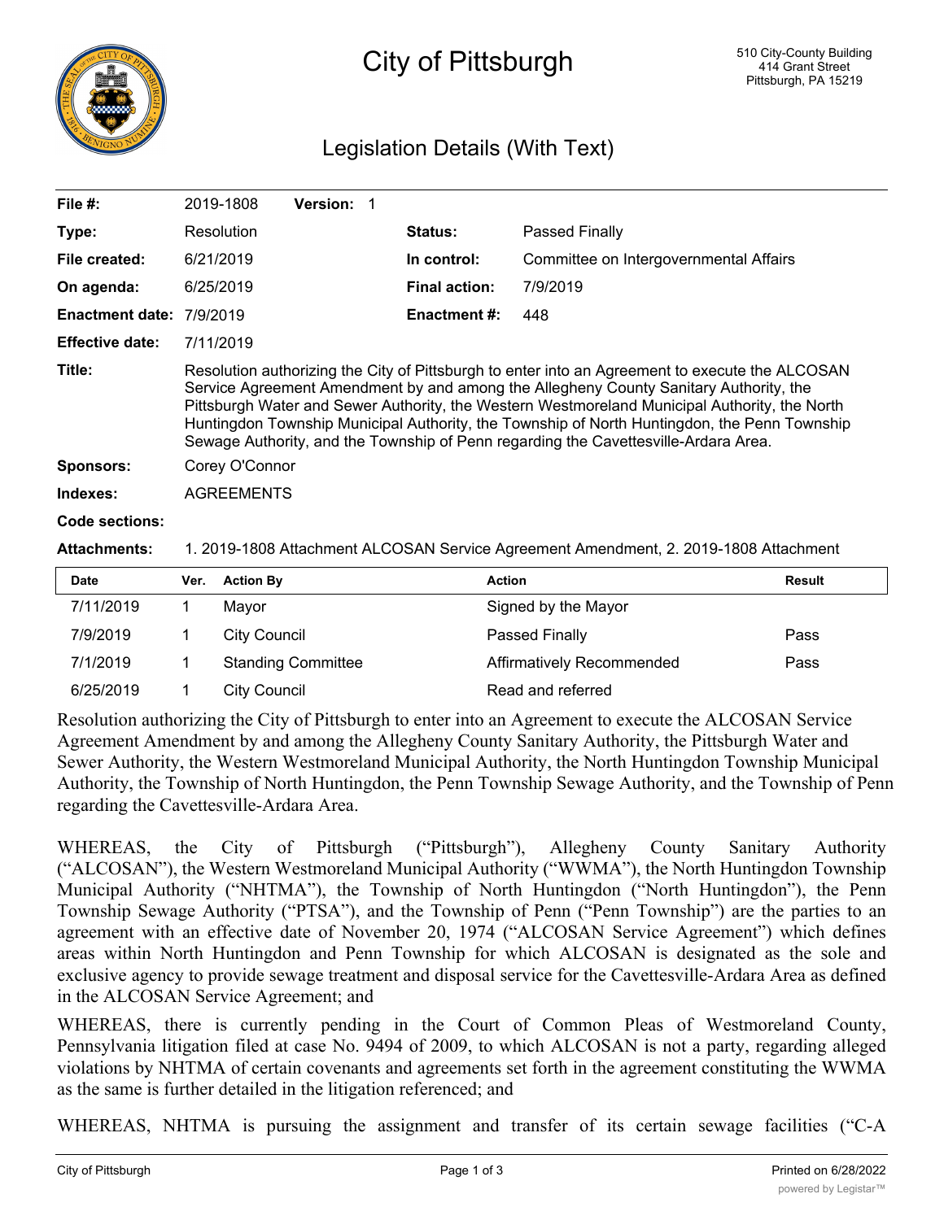# City of Pittsburgh

510 City-County Building
414 Grant Street
Pittsburgh, PA 15219

## Legislation Details (With Text)

| | | | |
|---|---|---|---|
| **File #:** | 2019-1808 **Version:** 1 | | |
| **Type:** | Resolution | **Status:** | Passed Finally |
| **File created:** | 6/21/2019 | **In control:** | Committee on Intergovernmental Affairs |
| **On agenda:** | 6/25/2019 | **Final action:** | 7/9/2019 |
| **Enactment date:** | 7/9/2019 | **Enactment #:** | 448 |
| **Effective date:** | 7/11/2019 | | |

**Title:** Resolution authorizing the City of Pittsburgh to enter into an Agreement to execute the ALCOSAN Service Agreement Amendment by and among the Allegheny County Sanitary Authority, the Pittsburgh Water and Sewer Authority, the Western Westmoreland Municipal Authority, the North Huntingdon Township Municipal Authority, the Township of North Huntingdon, the Penn Township Sewage Authority, and the Township of Penn regarding the Cavettesville-Ardara Area.

**Sponsors:** Corey O'Connor

**Indexes:** AGREEMENTS

**Code sections:**

**Attachments:** 1. 2019-1808 Attachment ALCOSAN Service Agreement Amendment, 2. 2019-1808 Attachment

| Date | Ver. | Action By | Action | Result |
|---|---|---|---|---|
| 7/11/2019 | 1 | Mayor | Signed by the Mayor | |
| 7/9/2019 | 1 | City Council | Passed Finally | Pass |
| 7/1/2019 | 1 | Standing Committee | Affirmatively Recommended | Pass |
| 6/25/2019 | 1 | City Council | Read and referred | |

Resolution authorizing the City of Pittsburgh to enter into an Agreement to execute the ALCOSAN Service Agreement Amendment by and among the Allegheny County Sanitary Authority, the Pittsburgh Water and Sewer Authority, the Western Westmoreland Municipal Authority, the North Huntingdon Township Municipal Authority, the Township of North Huntingdon, the Penn Township Sewage Authority, and the Township of Penn regarding the Cavettesville-Ardara Area.

WHEREAS, the City of Pittsburgh ("Pittsburgh"), Allegheny County Sanitary Authority ("ALCOSAN"), the Western Westmoreland Municipal Authority ("WWMA"), the North Huntingdon Township Municipal Authority ("NHTMA"), the Township of North Huntingdon ("North Huntingdon"), the Penn Township Sewage Authority ("PTSA"), and the Township of Penn ("Penn Township") are the parties to an agreement with an effective date of November 20, 1974 ("ALCOSAN Service Agreement") which defines areas within North Huntingdon and Penn Township for which ALCOSAN is designated as the sole and exclusive agency to provide sewage treatment and disposal service for the Cavettesville-Ardara Area as defined in the ALCOSAN Service Agreement; and

WHEREAS, there is currently pending in the Court of Common Pleas of Westmoreland County, Pennsylvania litigation filed at case No. 9494 of 2009, to which ALCOSAN is not a party, regarding alleged violations by NHTMA of certain covenants and agreements set forth in the agreement constituting the WWMA as the same is further detailed in the litigation referenced; and

WHEREAS, NHTMA is pursuing the assignment and transfer of its certain sewage facilities ("C-A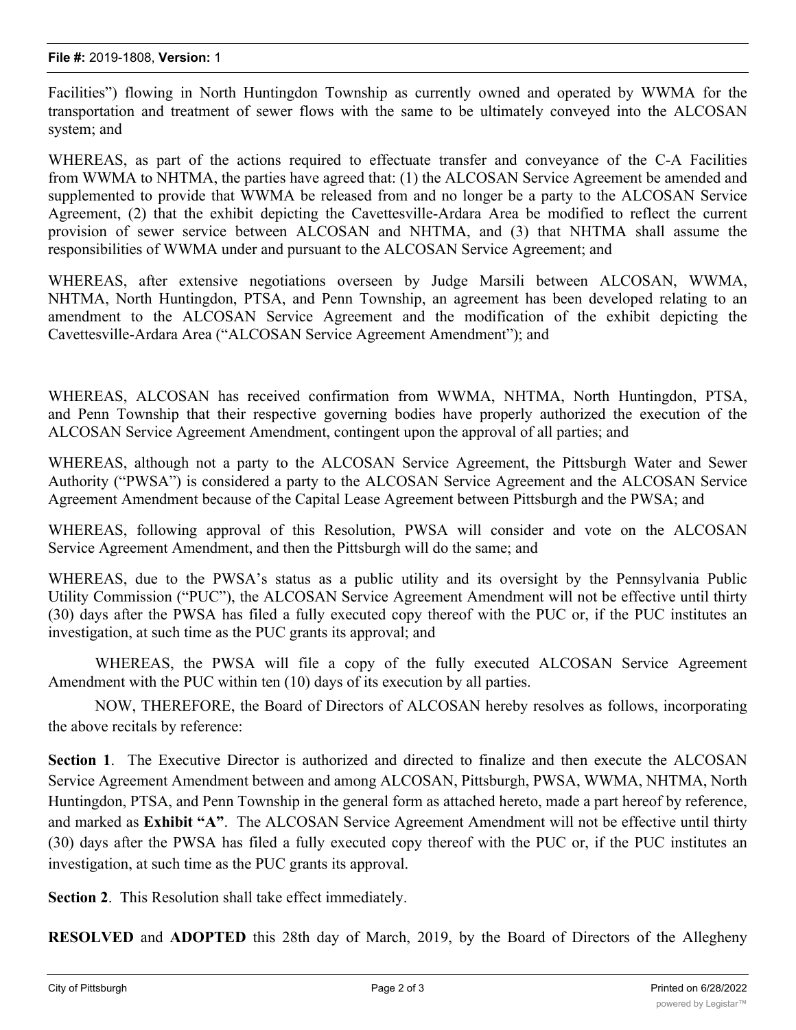Facilities") flowing in North Huntingdon Township as currently owned and operated by WWMA for the transportation and treatment of sewer flows with the same to be ultimately conveyed into the ALCOSAN system; and

WHEREAS, as part of the actions required to effectuate transfer and conveyance of the C-A Facilities from WWMA to NHTMA, the parties have agreed that: (1) the ALCOSAN Service Agreement be amended and supplemented to provide that WWMA be released from and no longer be a party to the ALCOSAN Service Agreement, (2) that the exhibit depicting the Cavettesville-Ardara Area be modified to reflect the current provision of sewer service between ALCOSAN and NHTMA, and (3) that NHTMA shall assume the responsibilities of WWMA under and pursuant to the ALCOSAN Service Agreement; and

WHEREAS, after extensive negotiations overseen by Judge Marsili between ALCOSAN, WWMA, NHTMA, North Huntingdon, PTSA, and Penn Township, an agreement has been developed relating to an amendment to the ALCOSAN Service Agreement and the modification of the exhibit depicting the Cavettesville-Ardara Area ("ALCOSAN Service Agreement Amendment"); and

WHEREAS, ALCOSAN has received confirmation from WWMA, NHTMA, North Huntingdon, PTSA, and Penn Township that their respective governing bodies have properly authorized the execution of the ALCOSAN Service Agreement Amendment, contingent upon the approval of all parties; and

WHEREAS, although not a party to the ALCOSAN Service Agreement, the Pittsburgh Water and Sewer Authority ("PWSA") is considered a party to the ALCOSAN Service Agreement and the ALCOSAN Service Agreement Amendment because of the Capital Lease Agreement between Pittsburgh and the PWSA; and

WHEREAS, following approval of this Resolution, PWSA will consider and vote on the ALCOSAN Service Agreement Amendment, and then the Pittsburgh will do the same; and

WHEREAS, due to the PWSA's status as a public utility and its oversight by the Pennsylvania Public Utility Commission ("PUC"), the ALCOSAN Service Agreement Amendment will not be effective until thirty (30) days after the PWSA has filed a fully executed copy thereof with the PUC or, if the PUC institutes an investigation, at such time as the PUC grants its approval; and

WHEREAS, the PWSA will file a copy of the fully executed ALCOSAN Service Agreement Amendment with the PUC within ten (10) days of its execution by all parties.

NOW, THEREFORE, the Board of Directors of ALCOSAN hereby resolves as follows, incorporating the above recitals by reference:

**Section 1**. The Executive Director is authorized and directed to finalize and then execute the ALCOSAN Service Agreement Amendment between and among ALCOSAN, Pittsburgh, PWSA, WWMA, NHTMA, North Huntingdon, PTSA, and Penn Township in the general form as attached hereto, made a part hereof by reference, and marked as **Exhibit "A"**. The ALCOSAN Service Agreement Amendment will not be effective until thirty (30) days after the PWSA has filed a fully executed copy thereof with the PUC or, if the PUC institutes an investigation, at such time as the PUC grants its approval.

**Section 2**. This Resolution shall take effect immediately.

**RESOLVED** and **ADOPTED** this 28th day of March, 2019, by the Board of Directors of the Allegheny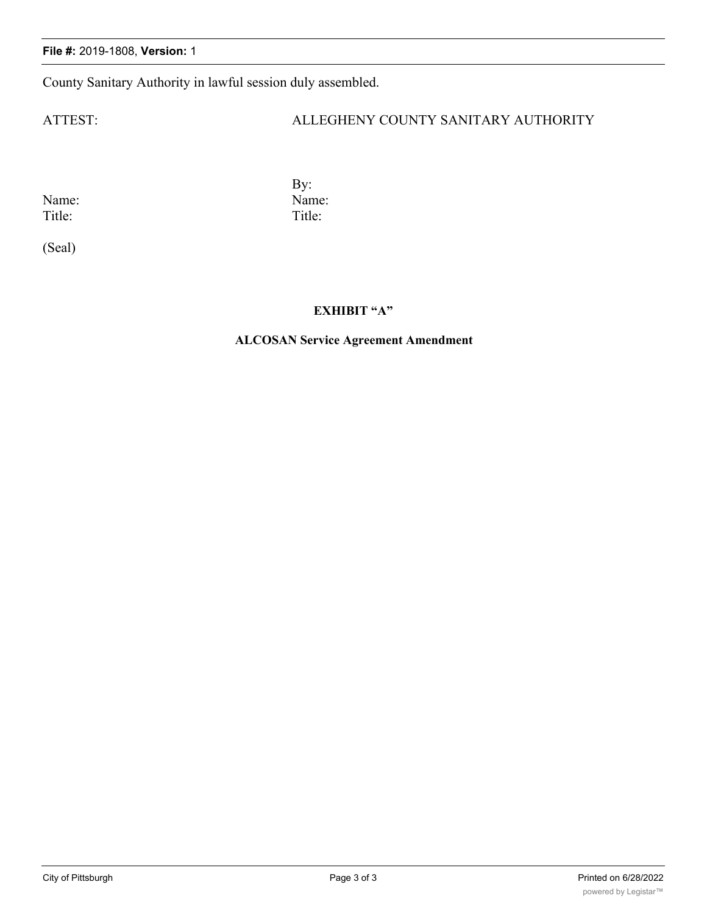County Sanitary Authority in lawful session duly assembled.

ATTEST: ALLEGHENY COUNTY SANITARY AUTHORITY

Name:
Title:

By:
Name:
Title:

(Seal)

**EXHIBIT "A"**

**ALCOSAN Service Agreement Amendment**